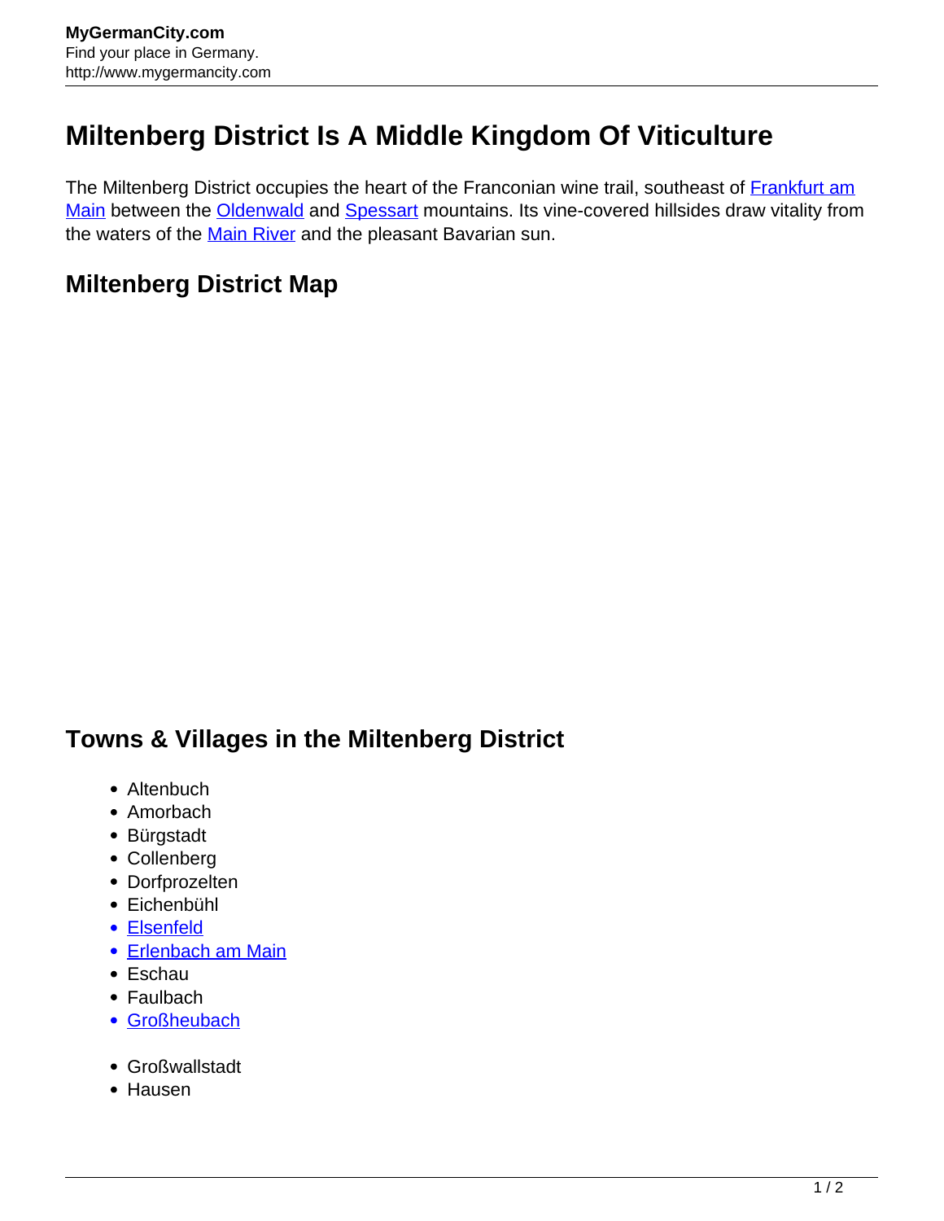# Miltenberg District Is A Middle Kingdom Of Viticulture

The Miltenberg District occupies the heart of the Franconian wine trail, southeast of Frankfurt am Main between the Oldenwald and Spessart mountains. Its vine-covered hillsides draw vitality from the waters of the Main River and the pleasant Bavarian sun.

## Miltenberg District Map

## Towns & Villages in the Miltenberg District

- Altenbuch
- Amorbach
- Bürgstadt
- Collenberg
- Dorfprozelten
- Eichenbühl
- Elsenfeld
- Erlenbach am Main
- Eschau
- Faulbach
- Großheubach
- Großwallstadt
- Hausen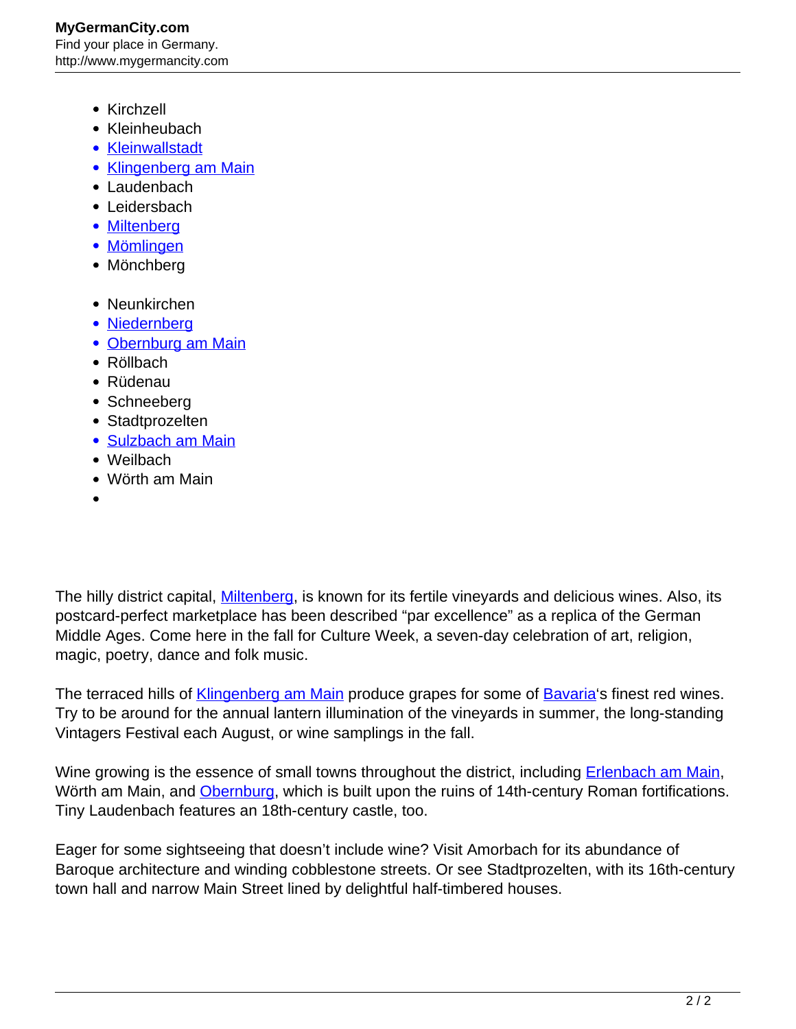- Kirchzell
- Kleinheubach
- Kleinwallstadt
- Klingenberg am Main
- Laudenbach
- Leidersbach
- Miltenberg
- Mömlingen
- Mönchberg

- Neunkirchen
- Niedernberg
- Obernburg am Main
- Röllbach
- Rüdenau
- Schneeberg
- Stadtprozelten
- Sulzbach am Main
- Weilbach
- Wörth am Main

The hilly district capital, Miltenberg, is known for its fertile vineyards and delicious wines. Also, its postcard-perfect marketplace has been described "par excellence" as a replica of the German Middle Ages. Come here in the fall for Culture Week, a seven-day celebration of art, religion, magic, poetry, dance and folk music.

The terraced hills of Klingenberg am Main produce grapes for some of Bavaria's finest red wines. Try to be around for the annual lantern illumination of the vineyards in summer, the long-standing Vintagers Festival each August, or wine samplings in the fall.

Wine growing is the essence of small towns throughout the district, including Erlenbach am Main, Wörth am Main, and Obernburg, which is built upon the ruins of 14th-century Roman fortifications. Tiny Laudenbach features an 18th-century castle, too.

Eager for some sightseeing that doesn't include wine? Visit Amorbach for its abundance of Baroque architecture and winding cobblestone streets. Or see Stadtprozelten, with its 16th-century town hall and narrow Main Street lined by delightful half-timbered houses.